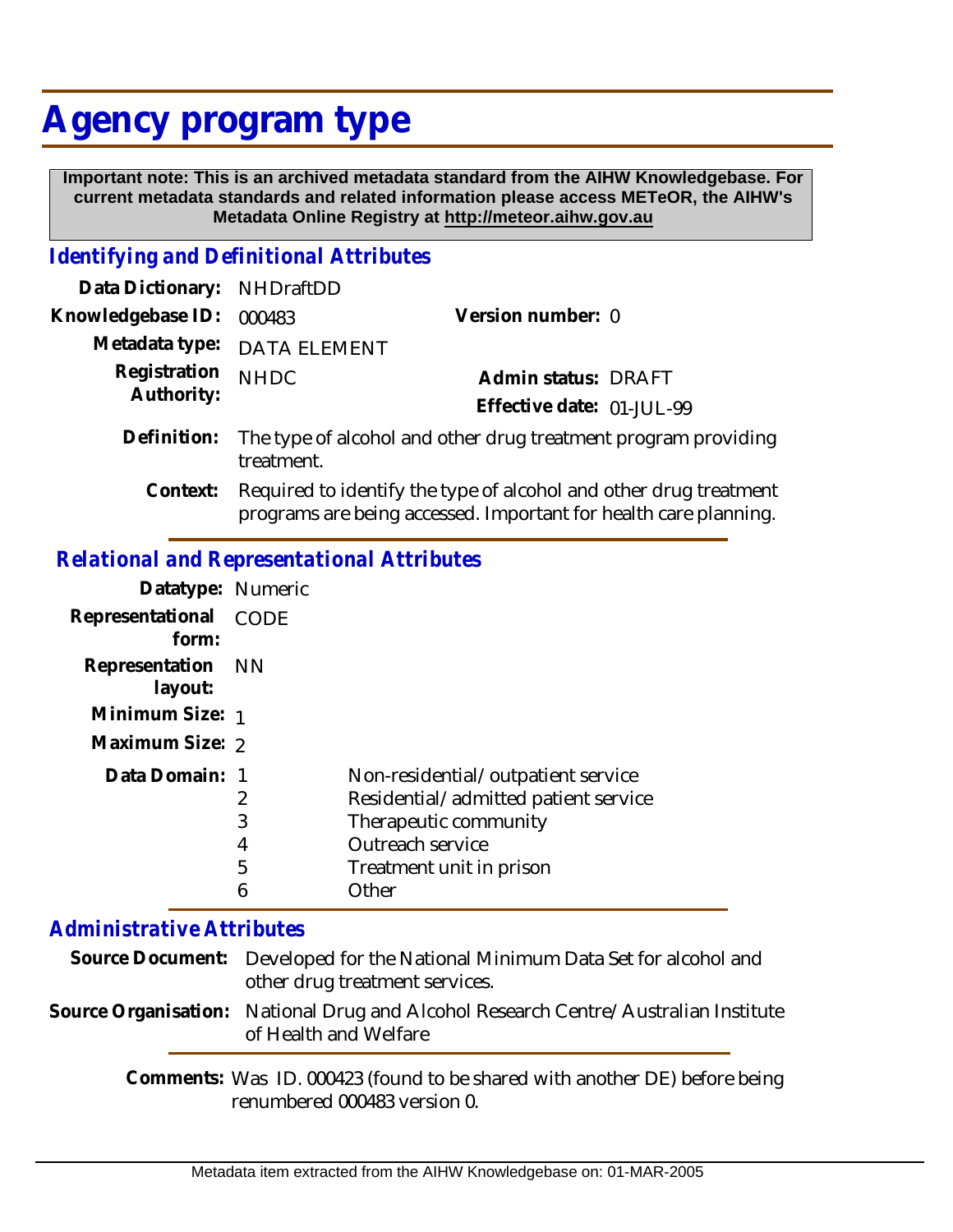# Agency program type

**Important note: This is an archived metadata standard from the AIHW Knowledgebase. For current metadata standards and related information please access METeOR, the AIHW's Metadata Online Registry at http://meteor.aihw.gov.au**

## *Identifying and Definitional Attributes*

**Data Dictionary:** NHDraftDD

**Knowledgebase ID:** 000483 **Version number:** 0

**Metadata type:** DATA ELEMENT

**Registration Authority:** NHDC **Admin status:** DRAFT

**Effective date:** 01-JUL-99

**Definition:** The type of alcohol and other drug treatment program providing treatment.

**Context:** Required to identify the type of alcohol and other drug treatment programs are being accessed. Important for health care planning.

## *Relational and Representational Attributes*

**Datatype:** Numeric

**Representational form:** CODE

**Representation layout:** NN

**Minimum Size:** 1

**Maximum Size:** 2

**Data Domain:**

| | |
|---|---|
| 1 | Non-residential/outpatient service |
| 2 | Residential/admitted patient service |
| 3 | Therapeutic community |
| 4 | Outreach service |
| 5 | Treatment unit in prison |
| 6 | Other |

## *Administrative Attributes*

**Source Document:** Developed for the National Minimum Data Set for alcohol and other drug treatment services.

**Source Organisation:** National Drug and Alcohol Research Centre/Australian Institute of Health and Welfare

**Comments:** Was ID. 000423 (found to be shared with another DE) before being renumbered 000483 version 0.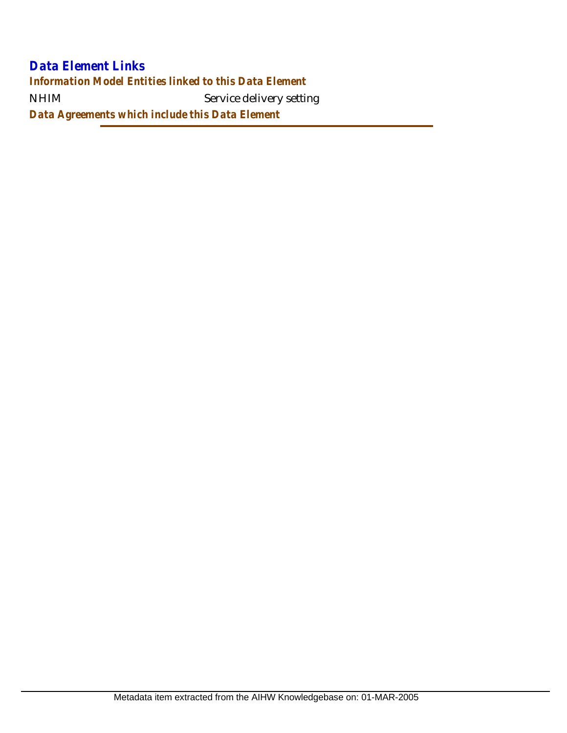## Data Element Links

### Information Model Entities linked to this Data Element

| | |
|---|---|
| NHIM | Service delivery setting |

### Data Agreements which include this Data Element

Metadata item extracted from the AIHW Knowledgebase on: 01-MAR-2005